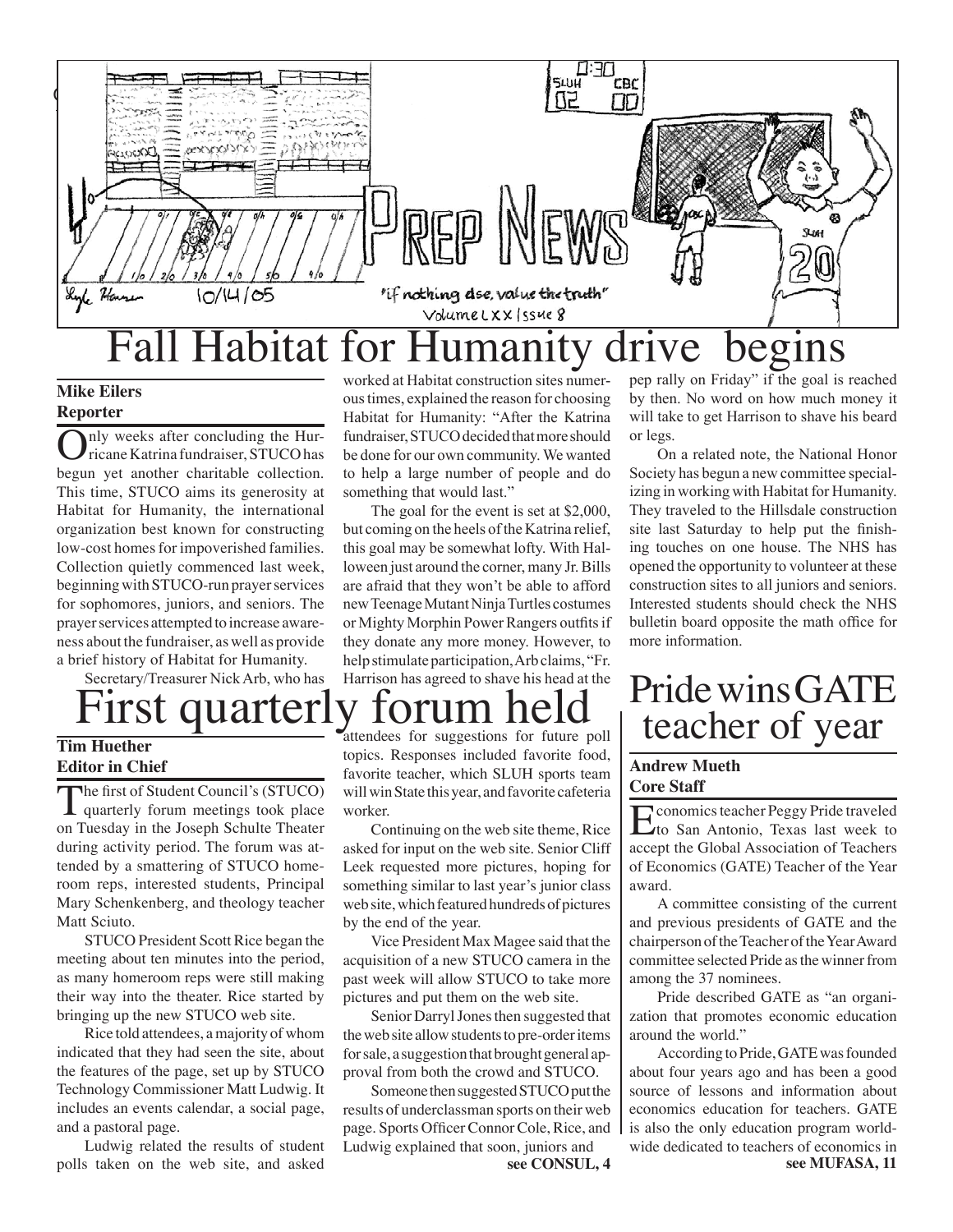# Fall Habitat for Humanity drive begins

**Mike Eilers**
**Reporter**

Only weeks after concluding the Hurricane Katrina fundraiser, STUCO has begun yet another charitable collection. This time, STUCO aims its generosity at Habitat for Humanity, the international organization best known for constructing low-cost homes for impoverished families. Collection quietly commenced last week, beginning with STUCO-run prayer services for sophomores, juniors, and seniors. The prayer services attempted to increase awareness about the fundraiser, as well as provide a brief history of Habitat for Humanity.

Secretary/Treasurer Nick Arb, who has worked at Habitat construction sites numerous times, explained the reason for choosing Habitat for Humanity: "After the Katrina fundraiser, STUCO decided that more should be done for our own community. We wanted to help a large number of people and do something that would last."

The goal for the event is set at $2,000, but coming on the heels of the Katrina relief, this goal may be somewhat lofty. With Halloween just around the corner, many Jr. Bills are afraid that they won't be able to afford new Teenage Mutant Ninja Turtles costumes or Mighty Morphin Power Rangers outfits if they donate any more money. However, to help stimulate participation, Arb claims, "Fr. Harrison has agreed to shave his head at the pep rally on Friday" if the goal is reached by then. No word on how much money it will take to get Harrison to shave his beard or legs.

On a related note, the National Honor Society has begun a new committee specializing in working with Habitat for Humanity. They traveled to the Hillsdale construction site last Saturday to help put the finishing touches on one house. The NHS has opened the opportunity to volunteer at these construction sites to all juniors and seniors. Interested students should check the NHS bulletin board opposite the math office for more information.

# First quarterly forum held

**Tim Huether**
**Editor in Chief**

The first of Student Council's (STUCO) quarterly forum meetings took place on Tuesday in the Joseph Schulte Theater during activity period. The forum was attended by a smattering of STUCO homeroom reps, interested students, Principal Mary Schenkenberg, and theology teacher Matt Sciuto.

STUCO President Scott Rice began the meeting about ten minutes into the period, as many homeroom reps were still making their way into the theater. Rice started by bringing up the new STUCO web site.

Rice told attendees, a majority of whom indicated that they had seen the site, about the features of the page, set up by STUCO Technology Commissioner Matt Ludwig. It includes an events calendar, a social page, and a pastoral page.

Ludwig related the results of student polls taken on the web site, and asked attendees for suggestions for future poll topics. Responses included favorite food, favorite teacher, which SLUH sports team will win State this year, and favorite cafeteria worker.

Continuing on the web site theme, Rice asked for input on the web site. Senior Cliff Leek requested more pictures, hoping for something similar to last year's junior class web site, which featured hundreds of pictures by the end of the year.

Vice President Max Magee said that the acquisition of a new STUCO camera in the past week will allow STUCO to take more pictures and put them on the web site.

Senior Darryl Jones then suggested that the web site allow students to pre-order items for sale, a suggestion that brought general approval from both the crowd and STUCO.

Someone then suggested STUCO put the results of underclassman sports on their web page. Sports Officer Connor Cole, Rice, and Ludwig explained that soon, juniors and

**see CONSUL, 4**

# Pride wins GATE teacher of year

**Andrew Mueth**
**Core Staff**

Economics teacher Peggy Pride traveled to San Antonio, Texas last week to accept the Global Association of Teachers of Economics (GATE) Teacher of the Year award.

A committee consisting of the current and previous presidents of GATE and the chairperson of the Teacher of the Year Award committee selected Pride as the winner from among the 37 nominees.

Pride described GATE as "an organization that promotes economic education around the world."

According to Pride, GATE was founded about four years ago and has been a good source of lessons and information about economics education for teachers. GATE is also the only education program worldwide dedicated to teachers of economics in

**see MUFASA, 11**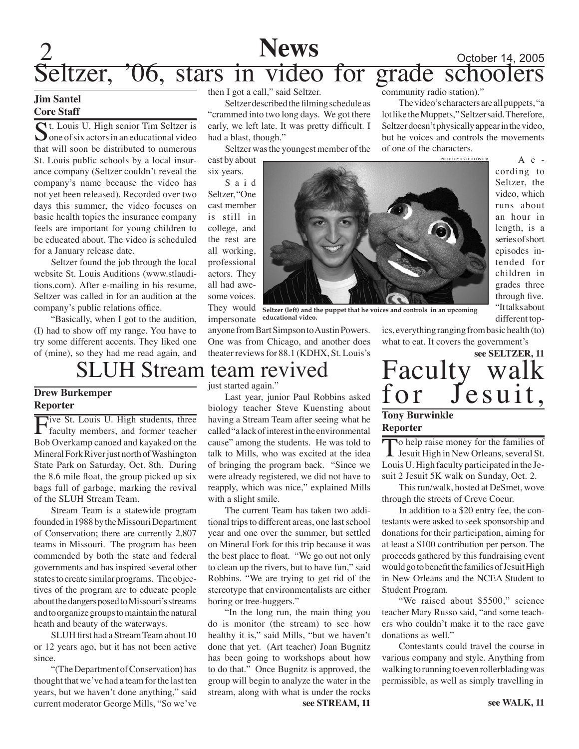# Seltzer, '06, stars in video for grade schoolers

**Jim Santel**
**Core Staff**

St. Louis U. High senior Tim Seltzer is one of six actors in an educational video that will soon be distributed to numerous St. Louis public schools by a local insurance company (Seltzer couldn't reveal the company's name because the video has not yet been released). Recorded over two days this summer, the video focuses on basic health topics the insurance company feels are important for young children to be educated about. The video is scheduled for a January release date.

Seltzer found the job through the local website St. Louis Auditions (www.stlauditions.com). After e-mailing in his resume, Seltzer was called in for an audition at the company's public relations office.

"Basically, when I got to the audition, (I) had to show off my range. You have to try some different accents. They liked one of (mine), so they had me read again, and then I got a call," said Seltzer.

Seltzer described the filming schedule as "crammed into two long days. We got there early, we left late. It was pretty difficult. I had a blast, though."

Seltzer was the youngest member of the cast by about six years.

Said Seltzer, "One cast member is still in college, and the rest are all working, professional actors. They all had awesome voices. They would impersonate anyone from Bart Simpson to Austin Powers. One was from Chicago, and another does theater reviews for 88.1 (KDHX, St. Louis's community radio station)."

The video's characters are all puppets, "a lot like the Muppets," Seltzer said. Therefore, Seltzer doesn't physically appear in the video, but he voices and controls the movements of one of the characters.

PHOTO BY KYLE KLOSTER

Seltzer (left) and the puppet that he voices and controls in an upcoming educational video.

According to Seltzer, the video, which runs about an hour in length, is a series of short episodes intended for children in grades three through five. "It talks about different topics, everything ranging from basic health (to) what to eat. It covers the government's

**see SELTZER, 11**

# SLUH Stream team revived

**Drew Burkemper**
**Reporter**

Five St. Louis U. High students, three faculty members, and former teacher Bob Overkamp canoed and kayaked on the Mineral Fork River just north of Washington State Park on Saturday, Oct. 8th. During the 8.6 mile float, the group picked up six bags full of garbage, marking the revival of the SLUH Stream Team.

Stream Team is a statewide program founded in 1988 by the Missouri Department of Conservation; there are currently 2,807 teams in Missouri. The program has been commended by both the state and federal governments and has inspired several other states to create similar programs. The objectives of the program are to educate people about the dangers posed to Missouri's streams and to organize groups to maintain the natural heath and beauty of the waterways.

SLUH first had a Stream Team about 10 or 12 years ago, but it has not been active since.

"(The Department of Conservation) has thought that we've had a team for the last ten years, but we haven't done anything," said current moderator George Mills, "So we've just started again."

Last year, junior Paul Robbins asked biology teacher Steve Kuensting about having a Stream Team after seeing what he called "a lack of interest in the environmental cause" among the students. He was told to talk to Mills, who was excited at the idea of bringing the program back. "Since we were already registered, we did not have to reapply, which was nice," explained Mills with a slight smile.

The current Team has taken two additional trips to different areas, one last school year and one over the summer, but settled on Mineral Fork for this trip because it was the best place to float. "We go out not only to clean up the rivers, but to have fun," said Robbins. "We are trying to get rid of the stereotype that environmentalists are either boring or tree-huggers."

"In the long run, the main thing you do is monitor (the stream) to see how healthy it is," said Mills, "but we haven't done that yet. (Art teacher) Joan Bugnitz has been going to workshops about how to do that." Once Bugnitz is approved, the group will begin to analyze the water in the stream, along with what is under the rocks

**see STREAM, 11**

# Faculty walk for Jesuit,

**Tony Burwinkle**
**Reporter**

To help raise money for the families of Jesuit High in New Orleans, several St. Louis U. High faculty participated in the Jesuit 2 Jesuit 5K walk on Sunday, Oct. 2.

This run/walk, hosted at DeSmet, wove through the streets of Creve Coeur.

In addition to a $20 entry fee, the contestants were asked to seek sponsorship and donations for their participation, aiming for at least a $100 contribution per person. The proceeds gathered by this fundraising event would go to benefit the families of Jesuit High in New Orleans and the NCEA Student to Student Program.

"We raised about $5500," science teacher Mary Russo said, "and some teachers who couldn't make it to the race gave donations as well."

Contestants could travel the course in various company and style. Anything from walking to running to even rollerblading was permissible, as well as simply travelling in

**see WALK, 11**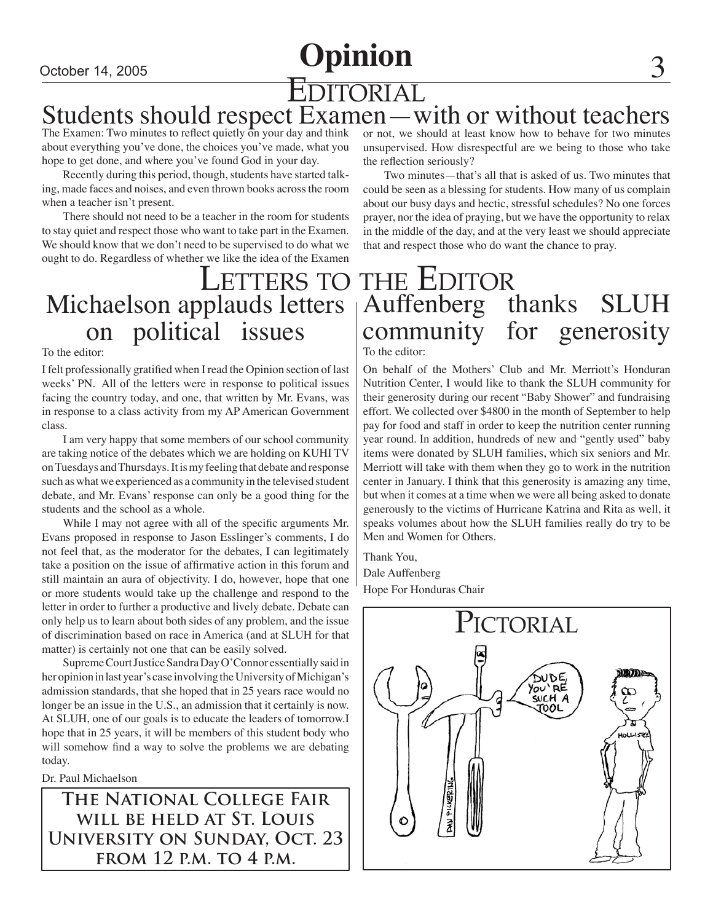# Opinion

# Editorial

## Students should respect Examen—with or without teachers

The Examen: Two minutes to reflect quietly on your day and think about everything you've done, the choices you've made, what you hope to get done, and where you've found God in your day.

Recently during this period, though, students have started talking, made faces and noises, and even thrown books across the room when a teacher isn't present.

There should not need to be a teacher in the room for students to stay quiet and respect those who want to take part in the Examen. We should know that we don't need to be supervised to do what we ought to do. Regardless of whether we like the idea of the Examen or not, we should at least know how to behave for two minutes unsupervised. How disrespectful are we being to those who take the reflection seriously?

Two minutes—that's all that is asked of us. Two minutes that could be seen as a blessing for students. How many of us complain about our busy days and hectic, stressful schedules? No one forces prayer, nor the idea of praying, but we have the opportunity to relax in the middle of the day, and at the very least we should appreciate that and respect those who do want the chance to pray.

# Letters to the Editor

## Michaelson applauds letters on political issues

To the editor:

I felt professionally gratified when I read the Opinion section of last weeks' PN. All of the letters were in response to political issues facing the country today, and one, that written by Mr. Evans, was in response to a class activity from my AP American Government class.

I am very happy that some members of our school community are taking notice of the debates which we are holding on KUHI TV on Tuesdays and Thursdays. It is my feeling that debate and response such as what we experienced as a community in the televised student debate, and Mr. Evans' response can only be a good thing for the students and the school as a whole.

While I may not agree with all of the specific arguments Mr. Evans proposed in response to Jason Esslinger's comments, I do not feel that, as the moderator for the debates, I can legitimately take a position on the issue of affirmative action in this forum and still maintain an aura of objectivity. I do, however, hope that one or more students would take up the challenge and respond to the letter in order to further a productive and lively debate. Debate can only help us to learn about both sides of any problem, and the issue of discrimination based on race in America (and at SLUH for that matter) is certainly not one that can be easily solved.

Supreme Court Justice Sandra Day O'Connor essentially said in her opinion in last year's case involving the University of Michigan's admission standards, that she hoped that in 25 years race would no longer be an issue in the U.S., an admission that it certainly is now. At SLUH, one of our goals is to educate the leaders of tomorrow.I hope that in 25 years, it will be members of this student body who will somehow find a way to solve the problems we are debating today.

Dr. Paul Michaelson

**The National College Fair will be held at St. Louis University on Sunday, Oct. 23 from 12 p.m. to 4 p.m.**

## Auffenberg thanks SLUH community for generosity

To the editor:

On behalf of the Mothers' Club and Mr. Merriott's Honduran Nutrition Center, I would like to thank the SLUH community for their generosity during our recent "Baby Shower" and fundraising effort. We collected over $4800 in the month of September to help pay for food and staff in order to keep the nutrition center running year round. In addition, hundreds of new and "gently used" baby items were donated by SLUH families, which six seniors and Mr. Merriott will take with them when they go to work in the nutrition center in January. I think that this generosity is amazing any time, but when it comes at a time when we were all being asked to donate generously to the victims of Hurricane Katrina and Rita as well, it speaks volumes about how the SLUH families really do try to be Men and Women for Others.

Thank You,
Dale Auffenberg
Hope For Honduras Chair

# Pictorial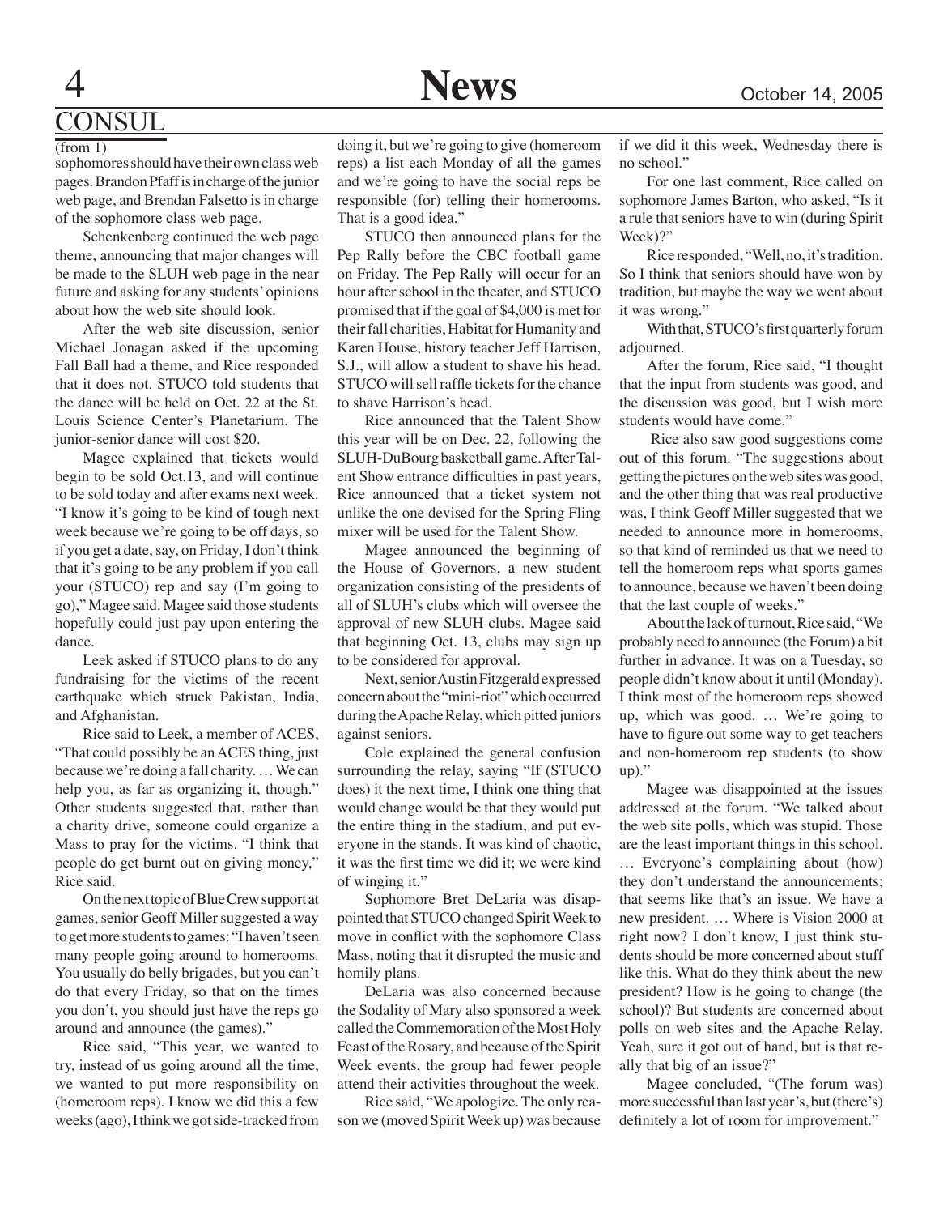## CONSUL

(from 1)

sophomores should have their own class web pages. Brandon Pfaff is in charge of the junior web page, and Brendan Falsetto is in charge of the sophomore class web page.

Schenkenberg continued the web page theme, announcing that major changes will be made to the SLUH web page in the near future and asking for any students' opinions about how the web site should look.

After the web site discussion, senior Michael Jonagan asked if the upcoming Fall Ball had a theme, and Rice responded that it does not. STUCO told students that the dance will be held on Oct. 22 at the St. Louis Science Center's Planetarium. The junior-senior dance will cost $20.

Magee explained that tickets would begin to be sold Oct.13, and will continue to be sold today and after exams next week. "I know it's going to be kind of tough next week because we're going to be off days, so if you get a date, say, on Friday, I don't think that it's going to be any problem if you call your (STUCO) rep and say (I'm going to go)," Magee said. Magee said those students hopefully could just pay upon entering the dance.

Leek asked if STUCO plans to do any fundraising for the victims of the recent earthquake which struck Pakistan, India, and Afghanistan.

Rice said to Leek, a member of ACES, "That could possibly be an ACES thing, just because we're doing a fall charity. … We can help you, as far as organizing it, though." Other students suggested that, rather than a charity drive, someone could organize a Mass to pray for the victims. "I think that people do get burnt out on giving money," Rice said.

On the next topic of Blue Crew support at games, senior Geoff Miller suggested a way to get more students to games: "I haven't seen many people going around to homerooms. You usually do belly brigades, but you can't do that every Friday, so that on the times you don't, you should just have the reps go around and announce (the games)."

Rice said, "This year, we wanted to try, instead of us going around all the time, we wanted to put more responsibility on (homeroom reps). I know we did this a few weeks (ago), I think we got side-tracked from doing it, but we're going to give (homeroom reps) a list each Monday of all the games and we're going to have the social reps be responsible (for) telling their homerooms. That is a good idea."

STUCO then announced plans for the Pep Rally before the CBC football game on Friday. The Pep Rally will occur for an hour after school in the theater, and STUCO promised that if the goal of $4,000 is met for their fall charities, Habitat for Humanity and Karen House, history teacher Jeff Harrison, S.J., will allow a student to shave his head. STUCO will sell raffle tickets for the chance to shave Harrison's head.

Rice announced that the Talent Show this year will be on Dec. 22, following the SLUH-DuBourg basketball game. After Talent Show entrance difficulties in past years, Rice announced that a ticket system not unlike the one devised for the Spring Fling mixer will be used for the Talent Show.

Magee announced the beginning of the House of Governors, a new student organization consisting of the presidents of all of SLUH's clubs which will oversee the approval of new SLUH clubs. Magee said that beginning Oct. 13, clubs may sign up to be considered for approval.

Next, senior Austin Fitzgerald expressed concern about the "mini-riot" which occurred during the Apache Relay, which pitted juniors against seniors.

Cole explained the general confusion surrounding the relay, saying "If (STUCO does) it the next time, I think one thing that would change would be that they would put the entire thing in the stadium, and put everyone in the stands. It was kind of chaotic, it was the first time we did it; we were kind of winging it."

Sophomore Bret DeLaria was disappointed that STUCO changed Spirit Week to move in conflict with the sophomore Class Mass, noting that it disrupted the music and homily plans.

DeLaria was also concerned because the Sodality of Mary also sponsored a week called the Commemoration of the Most Holy Feast of the Rosary, and because of the Spirit Week events, the group had fewer people attend their activities throughout the week.

Rice said, "We apologize. The only reason we (moved Spirit Week up) was because if we did it this week, Wednesday there is no school."

For one last comment, Rice called on sophomore James Barton, who asked, "Is it a rule that seniors have to win (during Spirit Week)?"

Rice responded, "Well, no, it's tradition. So I think that seniors should have won by tradition, but maybe the way we went about it was wrong."

With that, STUCO's first quarterly forum adjourned.

After the forum, Rice said, "I thought that the input from students was good, and the discussion was good, but I wish more students would have come."

Rice also saw good suggestions come out of this forum. "The suggestions about getting the pictures on the web sites was good, and the other thing that was real productive was, I think Geoff Miller suggested that we needed to announce more in homerooms, so that kind of reminded us that we need to tell the homeroom reps what sports games to announce, because we haven't been doing that the last couple of weeks."

About the lack of turnout, Rice said, "We probably need to announce (the Forum) a bit further in advance. It was on a Tuesday, so people didn't know about it until (Monday). I think most of the homeroom reps showed up, which was good. … We're going to have to figure out some way to get teachers and non-homeroom rep students (to show up)."

Magee was disappointed at the issues addressed at the forum. "We talked about the web site polls, which was stupid. Those are the least important things in this school. … Everyone's complaining about (how) they don't understand the announcements; that seems like that's an issue. We have a new president. … Where is Vision 2000 at right now? I don't know, I just think students should be more concerned about stuff like this. What do they think about the new president? How is he going to change (the school)? But students are concerned about polls on web sites and the Apache Relay. Yeah, sure it got out of hand, but is that really that big of an issue?"

Magee concluded, "(The forum was) more successful than last year's, but (there's) definitely a lot of room for improvement."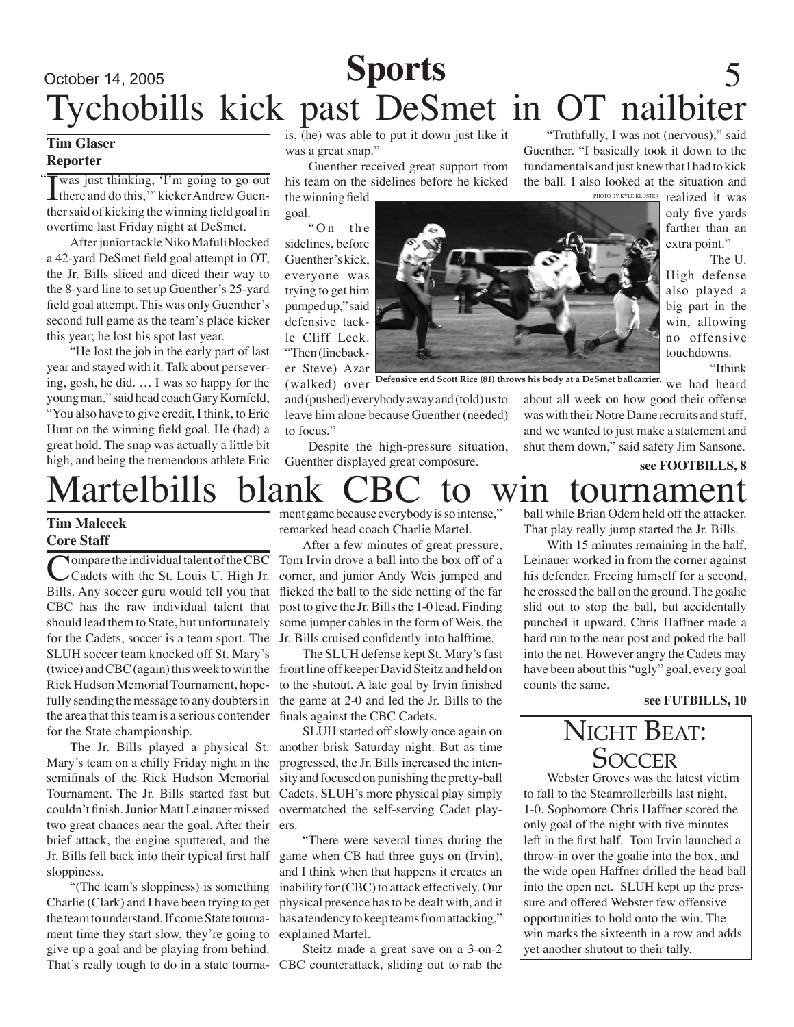# Tychobills kick past DeSmet in OT nailbiter

**Tim Glaser**
**Reporter**

"I was just thinking, 'I'm going to go out there and do this,'" kicker Andrew Guenther said of kicking the winning field goal in overtime last Friday night at DeSmet.

After junior tackle Niko Mafuli blocked a 42-yard DeSmet field goal attempt in OT, the Jr. Bills sliced and diced their way to the 8-yard line to set up Guenther's 25-yard field goal attempt. This was only Guenther's second full game as the team's place kicker this year; he lost his spot last year.

"He lost the job in the early part of last year and stayed with it. Talk about persevering, gosh, he did. … I was so happy for the young man," said head coach Gary Kornfeld, "You also have to give credit, I think, to Eric Hunt on the winning field goal. He (had) a great hold. The snap was actually a little bit high, and being the tremendous athlete Eric is, (he) was able to put it down just like it was a great snap."

Guenther received great support from his team on the sidelines before he kicked the winning field goal.

"On the sidelines, before Guenther's kick, everyone was trying to get him pumped up," said defensive tackle Cliff Leek. "Then (linebacker Steve) Azar (walked) over and (pushed) everybody away and (told) us to leave him alone because Guenther (needed) to focus."

Despite the high-pressure situation, Guenther displayed great composure.

"Truthfully, I was not (nervous)," said Guenther. "I basically took it down to the fundamentals and just knew that I had to kick the ball. I also looked at the situation and realized it was only five yards farther than an extra point."

PHOTO BY KYLE KLOSTER

Defensive end Scott Rice (81) throws his body at a DeSmet ballcarrier.

The U. High defense also played a big part in the win, allowing no offensive touchdowns.

"I think we had heard about all week on how good their offense was with their Notre Dame recruits and stuff, and we wanted to just make a statement and shut them down," said safety Jim Sansone.

**see FOOTBILLS, 8**

# Martelbills blank CBC to win tournament

**Tim Malecek**
**Core Staff**

Compare the individual talent of the CBC Cadets with the St. Louis U. High Jr. Bills. Any soccer guru would tell you that CBC has the raw individual talent that should lead them to State, but unfortunately for the Cadets, soccer is a team sport. The SLUH soccer team knocked off St. Mary's (twice) and CBC (again) this week to win the Rick Hudson Memorial Tournament, hopefully sending the message to any doubters in the area that this team is a serious contender for the State championship.

The Jr. Bills played a physical St. Mary's team on a chilly Friday night in the semifinals of the Rick Hudson Memorial Tournament. The Jr. Bills started fast but couldn't finish. Junior Matt Leinauer missed two great chances near the goal. After their brief attack, the engine sputtered, and the Jr. Bills fell back into their typical first half sloppiness.

"(The team's sloppiness) is something Charlie (Clark) and I have been trying to get the team to understand. If come State tournament time they start slow, they're going to give up a goal and be playing from behind. That's really tough to do in a state tournament game because everybody is so intense," remarked head coach Charlie Martel.

After a few minutes of great pressure, Tom Irvin drove a ball into the box off of a corner, and junior Andy Weis jumped and flicked the ball to the side netting of the far post to give the Jr. Bills the 1-0 lead. Finding some jumper cables in the form of Weis, the Jr. Bills cruised confidently into halftime.

The SLUH defense kept St. Mary's fast front line off keeper David Steitz and held on to the shutout. A late goal by Irvin finished the game at 2-0 and led the Jr. Bills to the finals against the CBC Cadets.

SLUH started off slowly once again on another brisk Saturday night. But as time progressed, the Jr. Bills increased the intensity and focused on punishing the pretty-ball Cadets. SLUH's more physical play simply overmatched the self-serving Cadet players.

"There were several times during the game when CB had three guys on (Irvin), and I think when that happens it creates an inability for (CBC) to attack effectively. Our physical presence has to be dealt with, and it has a tendency to keep teams from attacking," explained Martel.

Steitz made a great save on a 3-on-2 CBC counterattack, sliding out to nab the ball while Brian Odem held off the attacker. That play really jump started the Jr. Bills.

With 15 minutes remaining in the half, Leinauer worked in from the corner against his defender. Freeing himself for a second, he crossed the ball on the ground. The goalie slid out to stop the ball, but accidentally punched it upward. Chris Haffner made a hard run to the near post and poked the ball into the net. However angry the Cadets may have been about this "ugly" goal, every goal counts the same.

**see FUTBILLS, 10**

## Night Beat: Soccer

Webster Groves was the latest victim to fall to the Steamrollerbills last night, 1-0. Sophomore Chris Haffner scored the only goal of the night with five minutes left in the first half. Tom Irvin launched a throw-in over the goalie into the box, and the wide open Haffner drilled the head ball into the open net. SLUH kept up the pressure and offered Webster few offensive opportunities to hold onto the win. The win marks the sixteenth in a row and adds yet another shutout to their tally.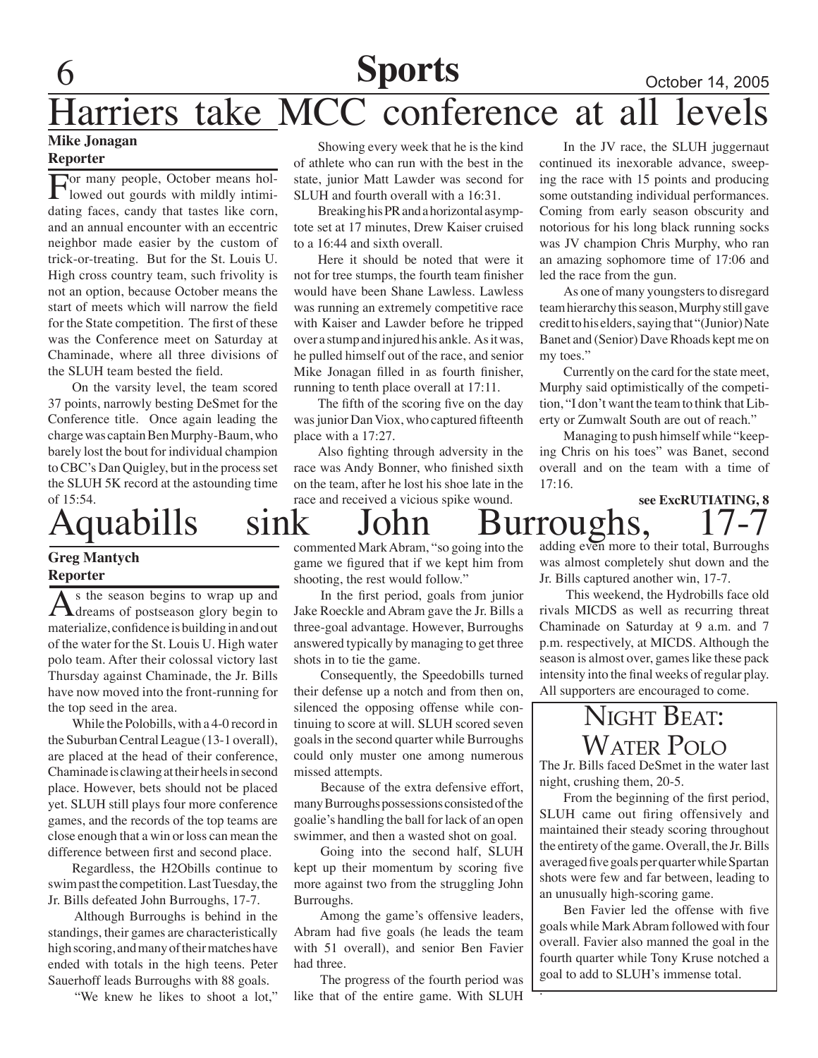# Harriers take MCC conference at all levels

**Mike Jonagan**
**Reporter**

For many people, October means hollowed out gourds with mildly intimidating faces, candy that tastes like corn, and an annual encounter with an eccentric neighbor made easier by the custom of trick-or-treating. But for the St. Louis U. High cross country team, such frivolity is not an option, because October means the start of meets which will narrow the field for the State competition. The first of these was the Conference meet on Saturday at Chaminade, where all three divisions of the SLUH team bested the field.

On the varsity level, the team scored 37 points, narrowly besting DeSmet for the Conference title. Once again leading the charge was captain Ben Murphy-Baum, who barely lost the bout for individual champion to CBC's Dan Quigley, but in the process set the SLUH 5K record at the astounding time of 15:54.

Showing every week that he is the kind of athlete who can run with the best in the state, junior Matt Lawder was second for SLUH and fourth overall with a 16:31.

Breaking his PR and a horizontal asymptote set at 17 minutes, Drew Kaiser cruised to a 16:44 and sixth overall.

Here it should be noted that were it not for tree stumps, the fourth team finisher would have been Shane Lawless. Lawless was running an extremely competitive race with Kaiser and Lawder before he tripped over a stump and injured his ankle. As it was, he pulled himself out of the race, and senior Mike Jonagan filled in as fourth finisher, running to tenth place overall at 17:11.

The fifth of the scoring five on the day was junior Dan Viox, who captured fifteenth place with a 17:27.

Also fighting through adversity in the race was Andy Bonner, who finished sixth on the team, after he lost his shoe late in the race and received a vicious spike wound.

In the JV race, the SLUH juggernaut continued its inexorable advance, sweeping the race with 15 points and producing some outstanding individual performances. Coming from early season obscurity and notorious for his long black running socks was JV champion Chris Murphy, who ran an amazing sophomore time of 17:06 and led the race from the gun.

As one of many youngsters to disregard team hierarchy this season, Murphy still gave credit to his elders, saying that "(Junior) Nate Banet and (Senior) Dave Rhoads kept me on my toes."

Currently on the card for the state meet, Murphy said optimistically of the competition, "I don't want the team to think that Liberty or Zumwalt South are out of reach."

Managing to push himself while "keeping Chris on his toes" was Banet, second overall and on the team with a time of 17:16.

**see ExcRUTIATING, 8**

# Aquabills sink John Burroughs, 17-7

**Greg Mantych**
**Reporter**

As the season begins to wrap up and dreams of postseason glory begin to materialize, confidence is building in and out of the water for the St. Louis U. High water polo team. After their colossal victory last Thursday against Chaminade, the Jr. Bills have now moved into the front-running for the top seed in the area.

While the Polobills, with a 4-0 record in the Suburban Central League (13-1 overall), are placed at the head of their conference, Chaminade is clawing at their heels in second place. However, bets should not be placed yet. SLUH still plays four more conference games, and the records of the top teams are close enough that a win or loss can mean the difference between first and second place.

Regardless, the H2Obills continue to swim past the competition. Last Tuesday, the Jr. Bills defeated John Burroughs, 17-7.

Although Burroughs is behind in the standings, their games are characteristically high scoring, and many of their matches have ended with totals in the high teens. Peter Sauerhoff leads Burroughs with 88 goals.

"We knew he likes to shoot a lot," commented Mark Abram, "so going into the game we figured that if we kept him from shooting, the rest would follow."

In the first period, goals from junior Jake Roeckle and Abram gave the Jr. Bills a three-goal advantage. However, Burroughs answered typically by managing to get three shots in to tie the game.

Consequently, the Speedobills turned their defense up a notch and from then on, silenced the opposing offense while continuing to score at will. SLUH scored seven goals in the second quarter while Burroughs could only muster one among numerous missed attempts.

Because of the extra defensive effort, many Burroughs possessions consisted of the goalie's handling the ball for lack of an open swimmer, and then a wasted shot on goal.

Going into the second half, SLUH kept up their momentum by scoring five more against two from the struggling John Burroughs.

Among the game's offensive leaders, Abram had five goals (he leads the team with 51 overall), and senior Ben Favier had three.

The progress of the fourth period was like that of the entire game. With SLUH adding even more to their total, Burroughs was almost completely shut down and the Jr. Bills captured another win, 17-7.

This weekend, the Hydrobills face old rivals MICDS as well as recurring threat Chaminade on Saturday at 9 a.m. and 7 p.m. respectively, at MICDS. Although the season is almost over, games like these pack intensity into the final weeks of regular play. All supporters are encouraged to come.

## Night Beat: Water Polo

The Jr. Bills faced DeSmet in the water last night, crushing them, 20-5.

From the beginning of the first period, SLUH came out firing offensively and maintained their steady scoring throughout the entirety of the game. Overall, the Jr. Bills averaged five goals per quarter while Spartan shots were few and far between, leading to an unusually high-scoring game.

Ben Favier led the offense with five goals while Mark Abram followed with four overall. Favier also manned the goal in the fourth quarter while Tony Kruse notched a goal to add to SLUH's immense total.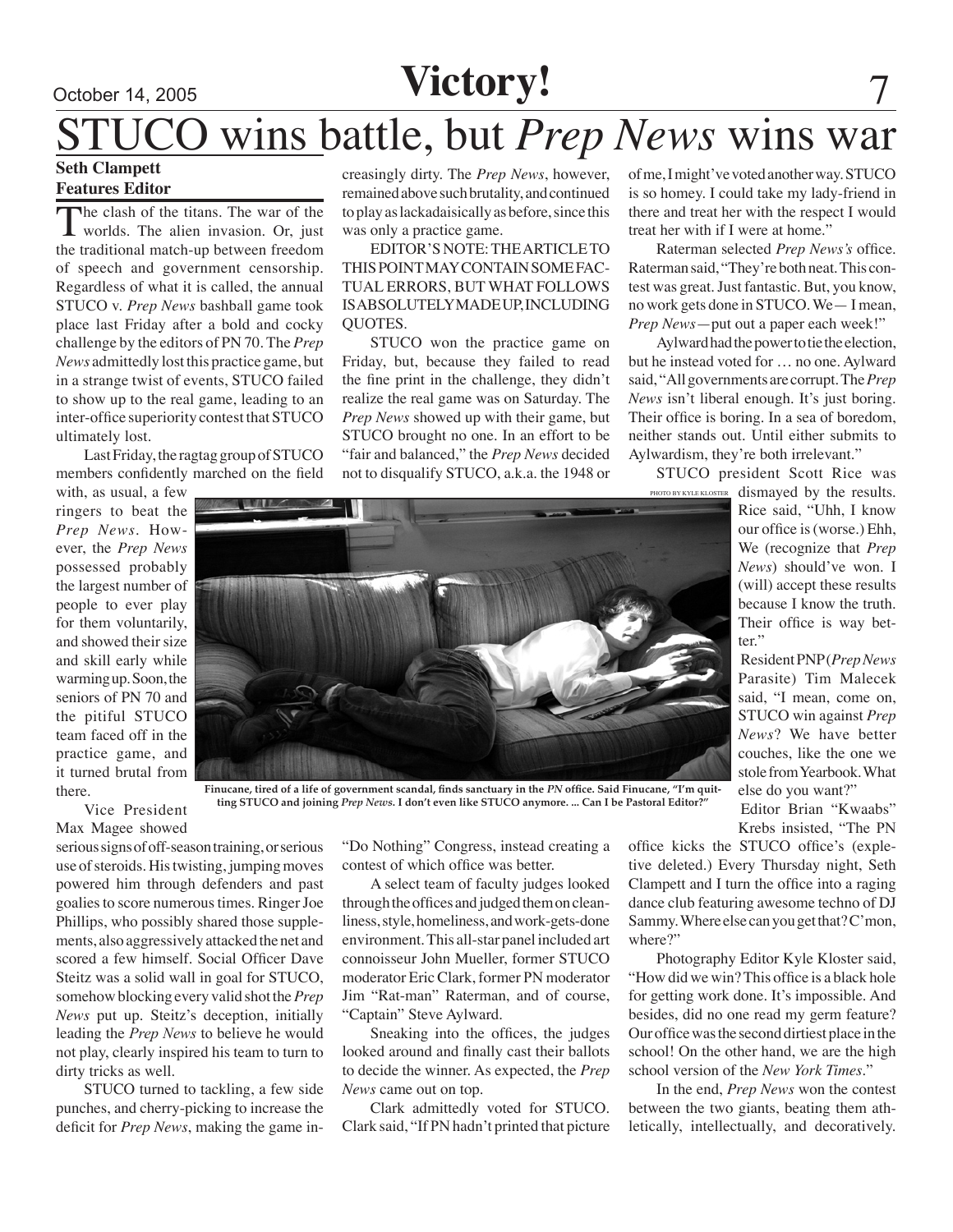# Victory!

# STUCO wins battle, but *Prep News* wins war

**Seth Clampett**
**Features Editor**

The clash of the titans. The war of the worlds. The alien invasion. Or, just the traditional match-up between freedom of speech and government censorship. Regardless of what it is called, the annual STUCO v. *Prep News* bashball game took place last Friday after a bold and cocky challenge by the editors of PN 70. The *Prep News* admittedly lost this practice game, but in a strange twist of events, STUCO failed to show up to the real game, leading to an inter-office superiority contest that STUCO ultimately lost.

Last Friday, the ragtag group of STUCO members confidently marched on the field with, as usual, a few ringers to beat the *Prep News*. However, the *Prep News* possessed probably the largest number of people to ever play for them voluntarily, and showed their size and skill early while warming up. Soon, the seniors of PN 70 and the pitiful STUCO team faced off in the practice game, and it turned brutal from there.

Vice President Max Magee showed serious signs of off-season training, or serious use of steroids. His twisting, jumping moves powered him through defenders and past goalies to score numerous times. Ringer Joe Phillips, who possibly shared those supplements, also aggressively attacked the net and scored a few himself. Social Officer Dave Steitz was a solid wall in goal for STUCO, somehow blocking every valid shot the *Prep News* put up. Steitz's deception, initially leading the *Prep News* to believe he would not play, clearly inspired his team to turn to dirty tricks as well.

STUCO turned to tackling, a few side punches, and cherry-picking to increase the deficit for *Prep News*, making the game increasingly dirty. The *Prep News*, however, remained above such brutality, and continued to play as lackadaisically as before, since this was only a practice game.

EDITOR'S NOTE: THE ARTICLE TO THIS POINT MAY CONTAIN SOME FACTUAL ERRORS, BUT WHAT FOLLOWS IS ABSOLUTELY MADE UP, INCLUDING QUOTES.

STUCO won the practice game on Friday, but, because they failed to read the fine print in the challenge, they didn't realize the real game was on Saturday. The *Prep News* showed up with their game, but STUCO brought no one. In an effort to be "fair and balanced," the *Prep News* decided not to disqualify STUCO, a.k.a. the 1948 or "Do Nothing" Congress, instead creating a contest of which office was better.

A select team of faculty judges looked through the offices and judged them on cleanliness, style, homeliness, and work-gets-done environment. This all-star panel included art connoisseur John Mueller, former STUCO moderator Eric Clark, former PN moderator Jim "Rat-man" Raterman, and of course, "Captain" Steve Aylward.

Sneaking into the offices, the judges looked around and finally cast their ballots to decide the winner. As expected, the *Prep News* came out on top.

Clark admittedly voted for STUCO. Clark said, "If PN hadn't printed that picture of me, I might've voted another way. STUCO is so homey. I could take my lady-friend in there and treat her with the respect I would treat her with if I were at home."

Raterman selected *Prep News's* office. Raterman said, "They're both neat. This contest was great. Just fantastic. But, you know, no work gets done in STUCO. We— I mean, *Prep News*—put out a paper each week!"

Aylward had the power to tie the election, but he instead voted for … no one. Aylward said, "All governments are corrupt. The *Prep News* isn't liberal enough. It's just boring. Their office is boring. In a sea of boredom, neither stands out. Until either submits to Aylwardism, they're both irrelevant."

STUCO president Scott Rice was dismayed by the results. Rice said, "Uhh, I know our office is (worse.) Ehh, We (recognize that *Prep News*) should've won. I (will) accept these results because I know the truth. Their office is way better."

Resident PNP (*Prep News* Parasite) Tim Malecek said, "I mean, come on, STUCO win against *Prep News*? We have better couches, like the one we stole from Yearbook. What else do you want?"

Editor Brian "Kwaabs" Krebs insisted, "The PN office kicks the STUCO office's (expletive deleted.) Every Thursday night, Seth Clampett and I turn the office into a raging dance club featuring awesome techno of DJ Sammy. Where else can you get that? C'mon, where?"

Photography Editor Kyle Kloster said, "How did we win? This office is a black hole for getting work done. It's impossible. And besides, did no one read my germ feature? Our office was the second dirtiest place in the school! On the other hand, we are the high school version of the *New York Times*."

In the end, *Prep News* won the contest between the two giants, beating them athletically, intellectually, and decoratively.

PHOTO BY KYLE KLOSTER

**Finucane, tired of a life of government scandal, finds sanctuary in the *PN* office. Said Finucane, "I'm quitting STUCO and joining *Prep News*. I don't even like STUCO anymore. ... Can I be Pastoral Editor?"**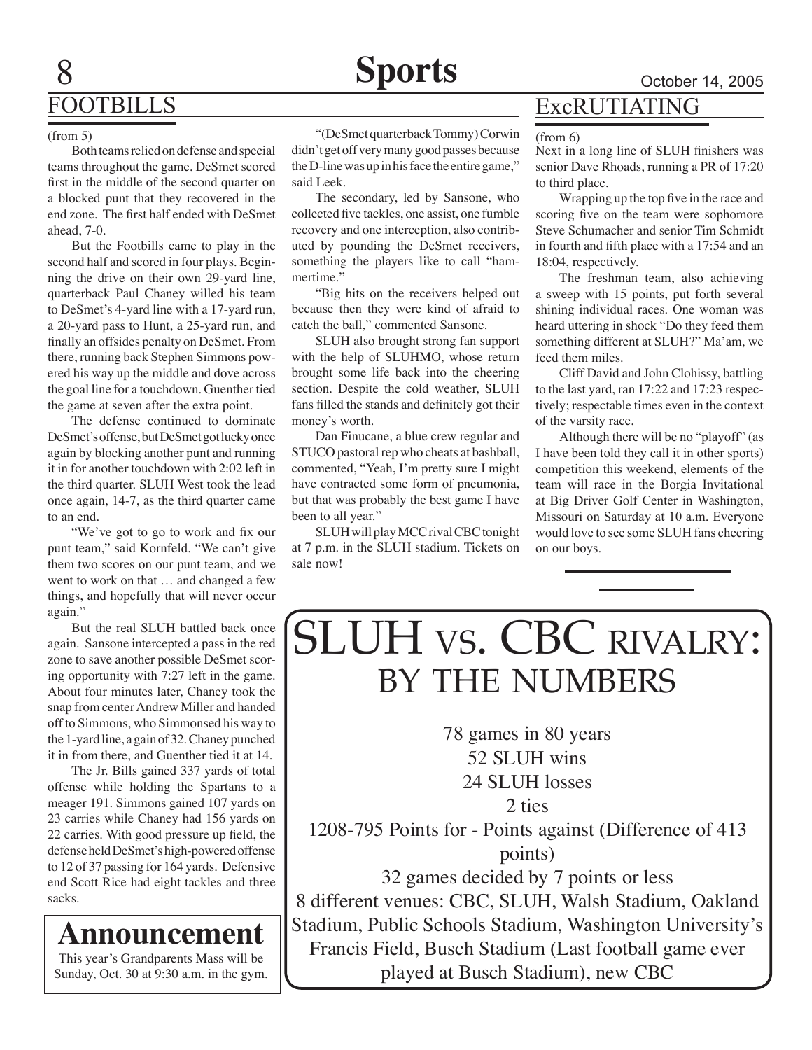## FOOTBILLS

(from 5)

Both teams relied on defense and special teams throughout the game. DeSmet scored first in the middle of the second quarter on a blocked punt that they recovered in the end zone. The first half ended with DeSmet ahead, 7-0.

But the Footbills came to play in the second half and scored in four plays. Beginning the drive on their own 29-yard line, quarterback Paul Chaney willed his team to DeSmet's 4-yard line with a 17-yard run, a 20-yard pass to Hunt, a 25-yard run, and finally an offsides penalty on DeSmet. From there, running back Stephen Simmons powered his way up the middle and dove across the goal line for a touchdown. Guenther tied the game at seven after the extra point.

The defense continued to dominate DeSmet's offense, but DeSmet got lucky once again by blocking another punt and running it in for another touchdown with 2:02 left in the third quarter. SLUH West took the lead once again, 14-7, as the third quarter came to an end.

"We've got to go to work and fix our punt team," said Kornfeld. "We can't give them two scores on our punt team, and we went to work on that … and changed a few things, and hopefully that will never occur again."

But the real SLUH battled back once again. Sansone intercepted a pass in the red zone to save another possible DeSmet scoring opportunity with 7:27 left in the game. About four minutes later, Chaney took the snap from center Andrew Miller and handed off to Simmons, who Simmonsed his way to the 1-yard line, a gain of 32. Chaney punched it in from there, and Guenther tied it at 14.

The Jr. Bills gained 337 yards of total offense while holding the Spartans to a meager 191. Simmons gained 107 yards on 23 carries while Chaney had 156 yards on 22 carries. With good pressure up field, the defense held DeSmet's high-powered offense to 12 of 37 passing for 164 yards. Defensive end Scott Rice had eight tackles and three sacks.

"(DeSmet quarterback Tommy) Corwin didn't get off very many good passes because the D-line was up in his face the entire game," said Leek.

The secondary, led by Sansone, who collected five tackles, one assist, one fumble recovery and one interception, also contributed by pounding the DeSmet receivers, something the players like to call "hammertime."

"Big hits on the receivers helped out because then they were kind of afraid to catch the ball," commented Sansone.

SLUH also brought strong fan support with the help of SLUHMO, whose return brought some life back into the cheering section. Despite the cold weather, SLUH fans filled the stands and definitely got their money's worth.

Dan Finucane, a blue crew regular and STUCO pastoral rep who cheats at bashball, commented, "Yeah, I'm pretty sure I might have contracted some form of pneumonia, but that was probably the best game I have been to all year."

SLUH will play MCC rival CBC tonight at 7 p.m. in the SLUH stadium. Tickets on sale now!

## Announcement

This year's Grandparents Mass will be Sunday, Oct. 30 at 9:30 a.m. in the gym.

## ExcRUTIATING

(from 6)

Next in a long line of SLUH finishers was senior Dave Rhoads, running a PR of 17:20 to third place.

Wrapping up the top five in the race and scoring five on the team were sophomore Steve Schumacher and senior Tim Schmidt in fourth and fifth place with a 17:54 and an 18:04, respectively.

The freshman team, also achieving a sweep with 15 points, put forth several shining individual races. One woman was heard uttering in shock "Do they feed them something different at SLUH?" Ma'am, we feed them miles.

Cliff David and John Clohissy, battling to the last yard, ran 17:22 and 17:23 respectively; respectable times even in the context of the varsity race.

Although there will be no "playoff" (as I have been told they call it in other sports) competition this weekend, elements of the team will race in the Borgia Invitational at Big Driver Golf Center in Washington, Missouri on Saturday at 10 a.m. Everyone would love to see some SLUH fans cheering on our boys.

## SLUH vs. CBC Rivalry: By the Numbers

78 games in 80 years

52 SLUH wins

24 SLUH losses

2 ties

1208-795 Points for - Points against (Difference of 413 points)

32 games decided by 7 points or less

8 different venues: CBC, SLUH, Walsh Stadium, Oakland Stadium, Public Schools Stadium, Washington University's Francis Field, Busch Stadium (Last football game ever played at Busch Stadium), new CBC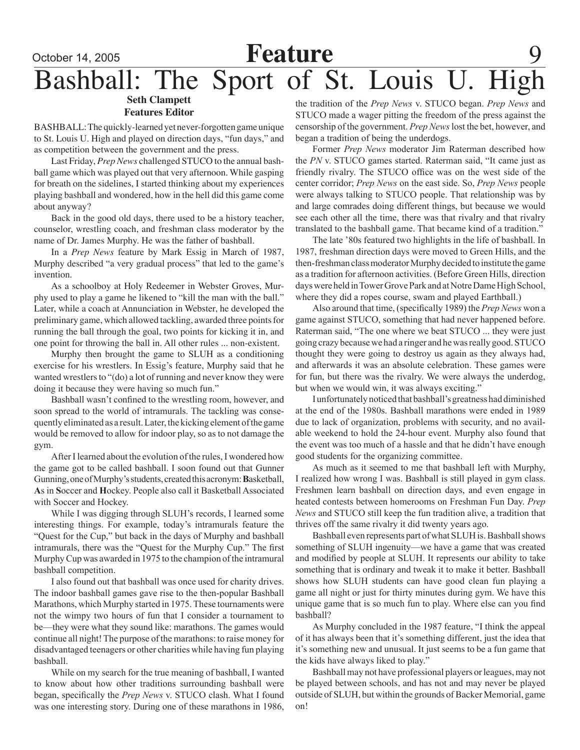# Bashball: The Sport of St. Louis U. High

**Seth Clampett**
**Features Editor**

BASHBALL: The quickly-learned yet never-forgotten game unique to St. Louis U. High and played on direction days, "fun days," and as competition between the government and the press.

Last Friday, *Prep News* challenged STUCO to the annual bashball game which was played out that very afternoon. While gasping for breath on the sidelines, I started thinking about my experiences playing bashball and wondered, how in the hell did this game come about anyway?

Back in the good old days, there used to be a history teacher, counselor, wrestling coach, and freshman class moderator by the name of Dr. James Murphy. He was the father of bashball.

In a *Prep News* feature by Mark Essig in March of 1987, Murphy described "a very gradual process" that led to the game's invention.

As a schoolboy at Holy Redeemer in Webster Groves, Murphy used to play a game he likened to "kill the man with the ball." Later, while a coach at Annunciation in Webster, he developed the preliminary game, which allowed tackling, awarded three points for running the ball through the goal, two points for kicking it in, and one point for throwing the ball in. All other rules ... non-existent.

Murphy then brought the game to SLUH as a conditioning exercise for his wrestlers. In Essig's feature, Murphy said that he wanted wrestlers to "(do) a lot of running and never know they were doing it because they were having so much fun."

Bashball wasn't confined to the wrestling room, however, and soon spread to the world of intramurals. The tackling was consequently eliminated as a result. Later, the kicking element of the game would be removed to allow for indoor play, so as to not damage the gym.

After I learned about the evolution of the rules, I wondered how the game got to be called bashball. I soon found out that Gunner Gunning, one of Murphy's students, created this acronym: **B**asketball, **A**s in **S**occer and **H**ockey. People also call it Basketball Associated with Soccer and Hockey.

While I was digging through SLUH's records, I learned some interesting things. For example, today's intramurals feature the "Quest for the Cup," but back in the days of Murphy and bashball intramurals, there was the "Quest for the Murphy Cup." The first Murphy Cup was awarded in 1975 to the champion of the intramural bashball competition.

I also found out that bashball was once used for charity drives. The indoor bashball games gave rise to the then-popular Bashball Marathons, which Murphy started in 1975. These tournaments were not the wimpy two hours of fun that I consider a tournament to be—they were what they sound like: marathons. The games would continue all night! The purpose of the marathons: to raise money for disadvantaged teenagers or other charities while having fun playing bashball.

While on my search for the true meaning of bashball, I wanted to know about how other traditions surrounding bashball were began, specifically the *Prep News* v. STUCO clash. What I found was one interesting story. During one of these marathons in 1986, the tradition of the *Prep News* v. STUCO began. *Prep News* and STUCO made a wager pitting the freedom of the press against the censorship of the government. *Prep News* lost the bet, however, and began a tradition of being the underdogs.

Former *Prep News* moderator Jim Raterman described how the *PN* v. STUCO games started. Raterman said, "It came just as friendly rivalry. The STUCO office was on the west side of the center corridor; *Prep News* on the east side. So, *Prep News* people were always talking to STUCO people. That relationship was by and large comrades doing different things, but because we would see each other all the time, there was that rivalry and that rivalry translated to the bashball game. That became kind of a tradition."

The late '80s featured two highlights in the life of bashball. In 1987, freshman direction days were moved to Green Hills, and the then-freshman class moderator Murphy decided to institute the game as a tradition for afternoon activities. (Before Green Hills, direction days were held in Tower Grove Park and at Notre Dame High School, where they did a ropes course, swam and played Earthball.)

Also around that time, (specifically 1989) the *Prep News* won a game against STUCO, something that had never happened before. Raterman said, "The one where we beat STUCO ... they were just going crazy because we had a ringer and he was really good. STUCO thought they were going to destroy us again as they always had, and afterwards it was an absolute celebration. These games were for fun, but there was the rivalry. We were always the underdog, but when we would win, it was always exciting."

I unfortunately noticed that bashball's greatness had diminished at the end of the 1980s. Bashball marathons were ended in 1989 due to lack of organization, problems with security, and no available weekend to hold the 24-hour event. Murphy also found that the event was too much of a hassle and that he didn't have enough good students for the organizing committee.

As much as it seemed to me that bashball left with Murphy, I realized how wrong I was. Bashball is still played in gym class. Freshmen learn bashball on direction days, and even engage in heated contests between homerooms on Freshman Fun Day. *Prep News* and STUCO still keep the fun tradition alive, a tradition that thrives off the same rivalry it did twenty years ago.

Bashball even represents part of what SLUH is. Bashball shows something of SLUH ingenuity—we have a game that was created and modified by people at SLUH. It represents our ability to take something that is ordinary and tweak it to make it better. Bashball shows how SLUH students can have good clean fun playing a game all night or just for thirty minutes during gym. We have this unique game that is so much fun to play. Where else can you find bashball?

As Murphy concluded in the 1987 feature, "I think the appeal of it has always been that it's something different, just the idea that it's something new and unusual. It just seems to be a fun game that the kids have always liked to play."

Bashball may not have professional players or leagues, may not be played between schools, and has not and may never be played outside of SLUH, but within the grounds of Backer Memorial, game on!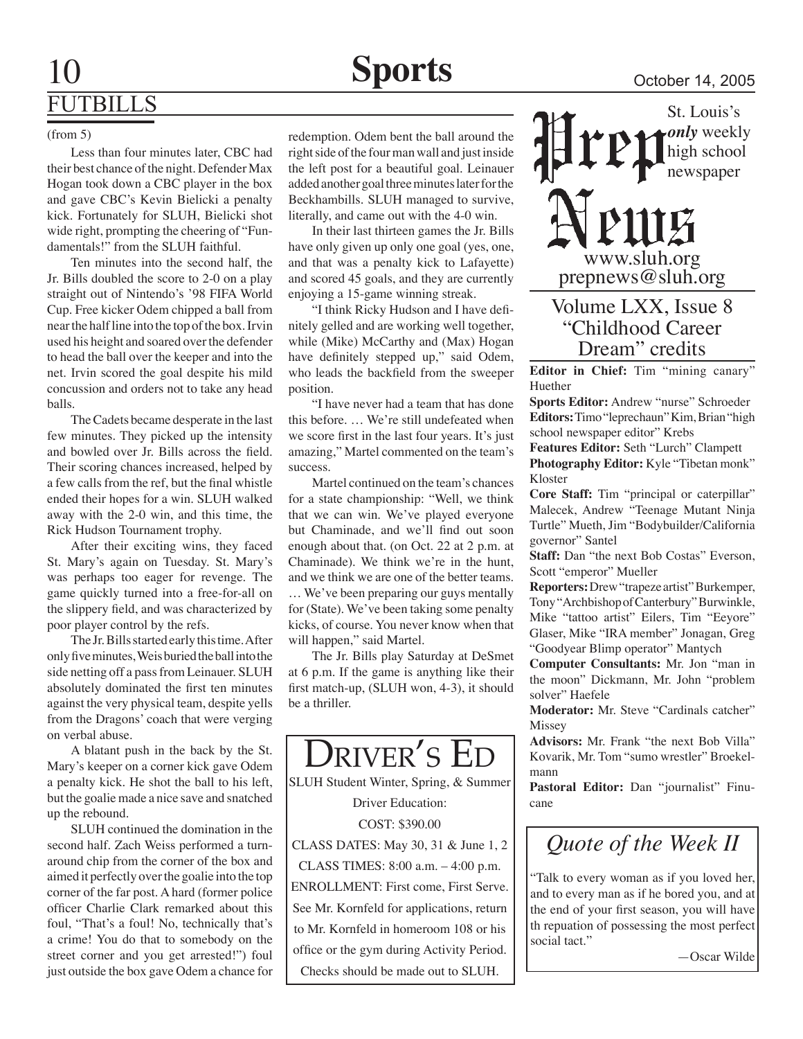## FUTBILLS

(from 5)

Less than four minutes later, CBC had their best chance of the night. Defender Max Hogan took down a CBC player in the box and gave CBC's Kevin Bielicki a penalty kick. Fortunately for SLUH, Bielicki shot wide right, prompting the cheering of "Fundamentals!" from the SLUH faithful.

Ten minutes into the second half, the Jr. Bills doubled the score to 2-0 on a play straight out of Nintendo's '98 FIFA World Cup. Free kicker Odem chipped a ball from near the half line into the top of the box. Irvin used his height and soared over the defender to head the ball over the keeper and into the net. Irvin scored the goal despite his mild concussion and orders not to take any head balls.

The Cadets became desperate in the last few minutes. They picked up the intensity and bowled over Jr. Bills across the field. Their scoring chances increased, helped by a few calls from the ref, but the final whistle ended their hopes for a win. SLUH walked away with the 2-0 win, and this time, the Rick Hudson Tournament trophy.

After their exciting wins, they faced St. Mary's again on Tuesday. St. Mary's was perhaps too eager for revenge. The game quickly turned into a free-for-all on the slippery field, and was characterized by poor player control by the refs.

The Jr. Bills started early this time. After only five minutes, Weis buried the ball into the side netting off a pass from Leinauer. SLUH absolutely dominated the first ten minutes against the very physical team, despite yells from the Dragons' coach that were verging on verbal abuse.

A blatant push in the back by the St. Mary's keeper on a corner kick gave Odem a penalty kick. He shot the ball to his left, but the goalie made a nice save and snatched up the rebound.

SLUH continued the domination in the second half. Zach Weiss performed a turnaround chip from the corner of the box and aimed it perfectly over the goalie into the top corner of the far post. A hard (former police officer Charlie Clark remarked about this foul, "That's a foul! No, technically that's a crime! You do that to somebody on the street corner and you get arrested!") foul just outside the box gave Odem a chance for redemption. Odem bent the ball around the right side of the four man wall and just inside the left post for a beautiful goal. Leinauer added another goal three minutes later for the Beckhambills. SLUH managed to survive, literally, and came out with the 4-0 win.

In their last thirteen games the Jr. Bills have only given up only one goal (yes, one, and that was a penalty kick to Lafayette) and scored 45 goals, and they are currently enjoying a 15-game winning streak.

"I think Ricky Hudson and I have definitely gelled and are working well together, while (Mike) McCarthy and (Max) Hogan have definitely stepped up," said Odem, who leads the backfield from the sweeper position.

"I have never had a team that has done this before. … We're still undefeated when we score first in the last four years. It's just amazing," Martel commented on the team's success.

Martel continued on the team's chances for a state championship: "Well, we think that we can win. We've played everyone but Chaminade, and we'll find out soon enough about that. (on Oct. 22 at 2 p.m. at Chaminade). We think we're in the hunt, and we think we are one of the better teams. … We've been preparing our guys mentally for (State). We've been taking some penalty kicks, of course. You never know when that will happen," said Martel.

The Jr. Bills play Saturday at DeSmet at 6 p.m. If the game is anything like their first match-up, (SLUH won, 4-3), it should be a thriller.

---

# Driver's Ed

SLUH Student Winter, Spring, & Summer Driver Education:

COST: $390.00

CLASS DATES: May 30, 31 & June 1, 2

CLASS TIMES: 8:00 a.m. – 4:00 p.m.

ENROLLMENT: First come, First Serve.

See Mr. Kornfeld for applications, return to Mr. Kornfeld in homeroom 108 or his office or the gym during Activity Period.

Checks should be made out to SLUH.

---

# Prep News

St. Louis's *only* weekly high school newspaper

www.sluh.org
prepnews@sluh.org

## Volume LXX, Issue 8 "Childhood Career Dream" credits

**Editor in Chief:** Tim "mining canary" Huether

**Sports Editor:** Andrew "nurse" Schroeder

**Editors:** Timo "leprechaun" Kim, Brian "high school newspaper editor" Krebs

**Features Editor:** Seth "Lurch" Clampett

**Photography Editor:** Kyle "Tibetan monk" Kloster

**Core Staff:** Tim "principal or caterpillar" Malecek, Andrew "Teenage Mutant Ninja Turtle" Mueth, Jim "Bodybuilder/California governor" Santel

**Staff:** Dan "the next Bob Costas" Everson, Scott "emperor" Mueller

**Reporters:** Drew "trapeze artist" Burkemper, Tony "Archbishop of Canterbury" Burwinkle, Mike "tattoo artist" Eilers, Tim "Eeyore" Glaser, Mike "IRA member" Jonagan, Greg "Goodyear Blimp operator" Mantych

**Computer Consultants:** Mr. Jon "man in the moon" Dickmann, Mr. John "problem solver" Haefele

**Moderator:** Mr. Steve "Cardinals catcher" Missey

**Advisors:** Mr. Frank "the next Bob Villa" Kovarik, Mr. Tom "sumo wrestler" Broekelmann

**Pastoral Editor:** Dan "journalist" Finucane

---

## *Quote of the Week II*

"Talk to every woman as if you loved her, and to every man as if he bored you, and at the end of your first season, you will have th repuation of possessing the most perfect social tact."

—Oscar Wilde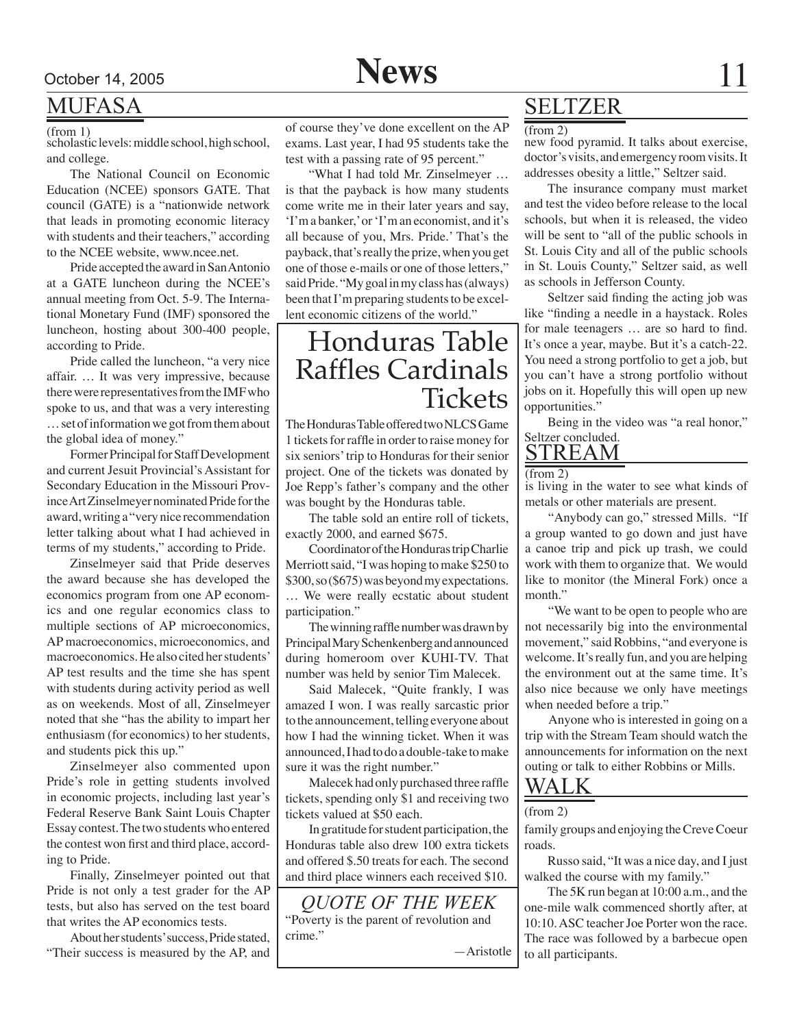## MUFASA

(from 1)

scholastic levels: middle school, high school, and college.

The National Council on Economic Education (NCEE) sponsors GATE. That council (GATE) is a "nationwide network that leads in promoting economic literacy with students and their teachers," according to the NCEE website, www.ncee.net.

Pride accepted the award in San Antonio at a GATE luncheon during the NCEE's annual meeting from Oct. 5-9. The International Monetary Fund (IMF) sponsored the luncheon, hosting about 300-400 people, according to Pride.

Pride called the luncheon, "a very nice affair. … It was very impressive, because there were representatives from the IMF who spoke to us, and that was a very interesting … set of information we got from them about the global idea of money."

Former Principal for Staff Development and current Jesuit Provincial's Assistant for Secondary Education in the Missouri Province Art Zinselmeyer nominated Pride for the award, writing a "very nice recommendation letter talking about what I had achieved in terms of my students," according to Pride.

Zinselmeyer said that Pride deserves the award because she has developed the economics program from one AP economics and one regular economics class to multiple sections of AP microeconomics, AP macroeconomics, microeconomics, and macroeconomics. He also cited her students' AP test results and the time she has spent with students during activity period as well as on weekends. Most of all, Zinselmeyer noted that she "has the ability to impart her enthusiasm (for economics) to her students, and students pick this up."

Zinselmeyer also commented upon Pride's role in getting students involved in economic projects, including last year's Federal Reserve Bank Saint Louis Chapter Essay contest. The two students who entered the contest won first and third place, according to Pride.

Finally, Zinselmeyer pointed out that Pride is not only a test grader for the AP tests, but also has served on the test board that writes the AP economics tests.

About her students' success, Pride stated, "Their success is measured by the AP, and of course they've done excellent on the AP exams. Last year, I had 95 students take the test with a passing rate of 95 percent."

"What I had told Mr. Zinselmeyer … is that the payback is how many students come write me in their later years and say, 'I'm a banker,' or 'I'm an economist, and it's all because of you, Mrs. Pride.' That's the payback, that's really the prize, when you get one of those e-mails or one of those letters," said Pride. "My goal in my class has (always) been that I'm preparing students to be excellent economic citizens of the world."

# Honduras Table Raffles Cardinals Tickets

The Honduras Table offered two NLCS Game 1 tickets for raffle in order to raise money for six seniors' trip to Honduras for their senior project. One of the tickets was donated by Joe Repp's father's company and the other was bought by the Honduras table.

The table sold an entire roll of tickets, exactly 2000, and earned $675.

Coordinator of the Honduras trip Charlie Merriott said, "I was hoping to make $250 to $300, so ($675) was beyond my expectations. … We were really ecstatic about student participation."

The winning raffle number was drawn by Principal Mary Schenkenberg and announced during homeroom over KUHI-TV. That number was held by senior Tim Malecek.

Said Malecek, "Quite frankly, I was amazed I won. I was really sarcastic prior to the announcement, telling everyone about how I had the winning ticket. When it was announced, I had to do a double-take to make sure it was the right number."

Malecek had only purchased three raffle tickets, spending only $1 and receiving two tickets valued at $50 each.

In gratitude for student participation, the Honduras table also drew 100 extra tickets and offered $.50 treats for each. The second and third place winners each received $10.

*QUOTE OF THE WEEK*

"Poverty is the parent of revolution and crime."

—Aristotle

## SELTZER

(from 2)

new food pyramid. It talks about exercise, doctor's visits, and emergency room visits. It addresses obesity a little," Seltzer said.

The insurance company must market and test the video before release to the local schools, but when it is released, the video will be sent to "all of the public schools in St. Louis City and all of the public schools in St. Louis County," Seltzer said, as well as schools in Jefferson County.

Seltzer said finding the acting job was like "finding a needle in a haystack. Roles for male teenagers … are so hard to find. It's once a year, maybe. But it's a catch-22. You need a strong portfolio to get a job, but you can't have a strong portfolio without jobs on it. Hopefully this will open up new opportunities."

Being in the video was "a real honor," Seltzer concluded.

## STREAM

(from 2)

is living in the water to see what kinds of metals or other materials are present.

"Anybody can go," stressed Mills. "If a group wanted to go down and just have a canoe trip and pick up trash, we could work with them to organize that. We would like to monitor (the Mineral Fork) once a month."

"We want to be open to people who are not necessarily big into the environmental movement," said Robbins, "and everyone is welcome. It's really fun, and you are helping the environment out at the same time. It's also nice because we only have meetings when needed before a trip."

Anyone who is interested in going on a trip with the Stream Team should watch the announcements for information on the next outing or talk to either Robbins or Mills.

## WALK

(from 2)

family groups and enjoying the Creve Coeur roads.

Russo said, "It was a nice day, and I just walked the course with my family."

The 5K run began at 10:00 a.m., and the one-mile walk commenced shortly after, at 10:10. ASC teacher Joe Porter won the race. The race was followed by a barbecue open to all participants.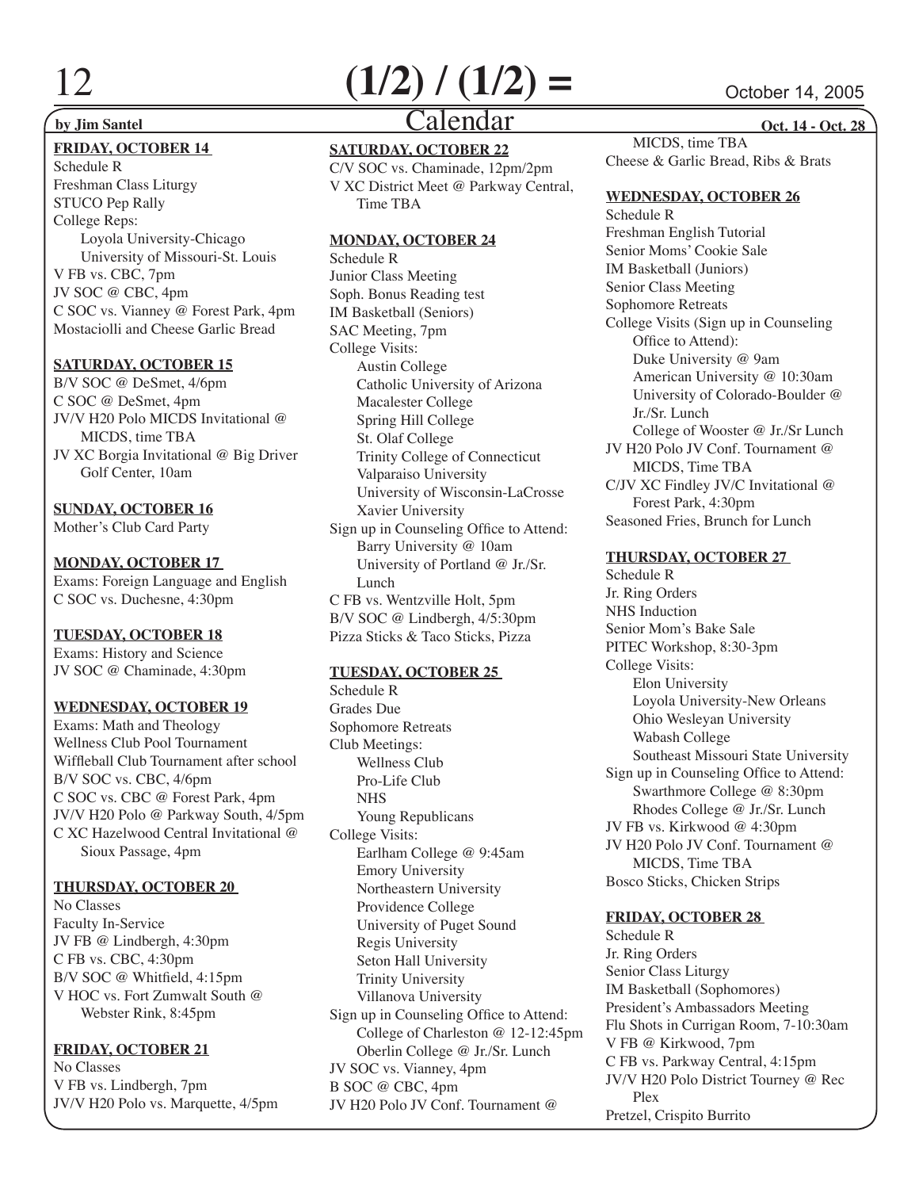# $(1/2) / (1/2) =$

## Calendar

**by Jim Santel**

**Oct. 14 - Oct. 28**

**FRIDAY, OCTOBER 14**

Schedule R
Freshman Class Liturgy
STUCO Pep Rally
College Reps:
  Loyola University-Chicago
  University of Missouri-St. Louis
V FB vs. CBC, 7pm
JV SOC @ CBC, 4pm
C SOC vs. Vianney @ Forest Park, 4pm
Mostaciolli and Cheese Garlic Bread

**SATURDAY, OCTOBER 15**

B/V SOC @ DeSmet, 4/6pm
C SOC @ DeSmet, 4pm
JV/V H20 Polo MICDS Invitational @ MICDS, time TBA
JV XC Borgia Invitational @ Big Driver Golf Center, 10am

**SUNDAY, OCTOBER 16**

Mother's Club Card Party

**MONDAY, OCTOBER 17**

Exams: Foreign Language and English
C SOC vs. Duchesne, 4:30pm

**TUESDAY, OCTOBER 18**

Exams: History and Science
JV SOC @ Chaminade, 4:30pm

**WEDNESDAY, OCTOBER 19**

Exams: Math and Theology
Wellness Club Pool Tournament
Wiffleball Club Tournament after school
B/V SOC vs. CBC, 4/6pm
C SOC vs. CBC @ Forest Park, 4pm
JV/V H20 Polo @ Parkway South, 4/5pm
C XC Hazelwood Central Invitational @ Sioux Passage, 4pm

**THURSDAY, OCTOBER 20**

No Classes
Faculty In-Service
JV FB @ Lindbergh, 4:30pm
C FB vs. CBC, 4:30pm
B/V SOC @ Whitfield, 4:15pm
V HOC vs. Fort Zumwalt South @ Webster Rink, 8:45pm

**FRIDAY, OCTOBER 21**

No Classes
V FB vs. Lindbergh, 7pm
JV/V H20 Polo vs. Marquette, 4/5pm

**SATURDAY, OCTOBER 22**

C/V SOC vs. Chaminade, 12pm/2pm
V XC District Meet @ Parkway Central, Time TBA

**MONDAY, OCTOBER 24**

Schedule R
Junior Class Meeting
Soph. Bonus Reading test
IM Basketball (Seniors)
SAC Meeting, 7pm
College Visits:
  Austin College
  Catholic University of Arizona
  Macalester College
  Spring Hill College
  St. Olaf College
  Trinity College of Connecticut
  Valparaiso University
  University of Wisconsin-LaCrosse
  Xavier University
Sign up in Counseling Office to Attend:
  Barry University @ 10am
  University of Portland @ Jr./Sr. Lunch
C FB vs. Wentzville Holt, 5pm
B/V SOC @ Lindbergh, 4/5:30pm
Pizza Sticks & Taco Sticks, Pizza

**TUESDAY, OCTOBER 25**

Schedule R
Grades Due
Sophomore Retreats
Club Meetings:
  Wellness Club
  Pro-Life Club
  NHS
  Young Republicans
College Visits:
  Earlham College @ 9:45am
  Emory University
  Northeastern University
  Providence College
  University of Puget Sound
  Regis University
  Seton Hall University
  Trinity University
  Villanova University
Sign up in Counseling Office to Attend:
  College of Charleston @ 12-12:45pm
  Oberlin College @ Jr./Sr. Lunch
JV SOC vs. Vianney, 4pm
B SOC @ CBC, 4pm
JV H20 Polo JV Conf. Tournament @ MICDS, time TBA
Cheese & Garlic Bread, Ribs & Brats

**WEDNESDAY, OCTOBER 26**

Schedule R
Freshman English Tutorial
Senior Moms' Cookie Sale
IM Basketball (Juniors)
Senior Class Meeting
Sophomore Retreats
College Visits (Sign up in Counseling Office to Attend):
  Duke University @ 9am
  American University @ 10:30am
  University of Colorado-Boulder @ Jr./Sr. Lunch
  College of Wooster @ Jr./Sr Lunch
JV H20 Polo JV Conf. Tournament @ MICDS, Time TBA
C/JV XC Findley JV/C Invitational @ Forest Park, 4:30pm
Seasoned Fries, Brunch for Lunch

**THURSDAY, OCTOBER 27**

Schedule R
Jr. Ring Orders
NHS Induction
Senior Mom's Bake Sale
PITEC Workshop, 8:30-3pm
College Visits:
  Elon University
  Loyola University-New Orleans
  Ohio Wesleyan University
  Wabash College
  Southeast Missouri State University
Sign up in Counseling Office to Attend:
  Swarthmore College @ 8:30pm
  Rhodes College @ Jr./Sr. Lunch
JV FB vs. Kirkwood @ 4:30pm
JV H20 Polo JV Conf. Tournament @ MICDS, Time TBA
Bosco Sticks, Chicken Strips

**FRIDAY, OCTOBER 28**

Schedule R
Jr. Ring Orders
Senior Class Liturgy
IM Basketball (Sophomores)
President's Ambassadors Meeting
Flu Shots in Currigan Room, 7-10:30am
V FB @ Kirkwood, 7pm
C FB vs. Parkway Central, 4:15pm
JV/V H20 Polo District Tourney @ Rec Plex
Pretzel, Crispito Burrito